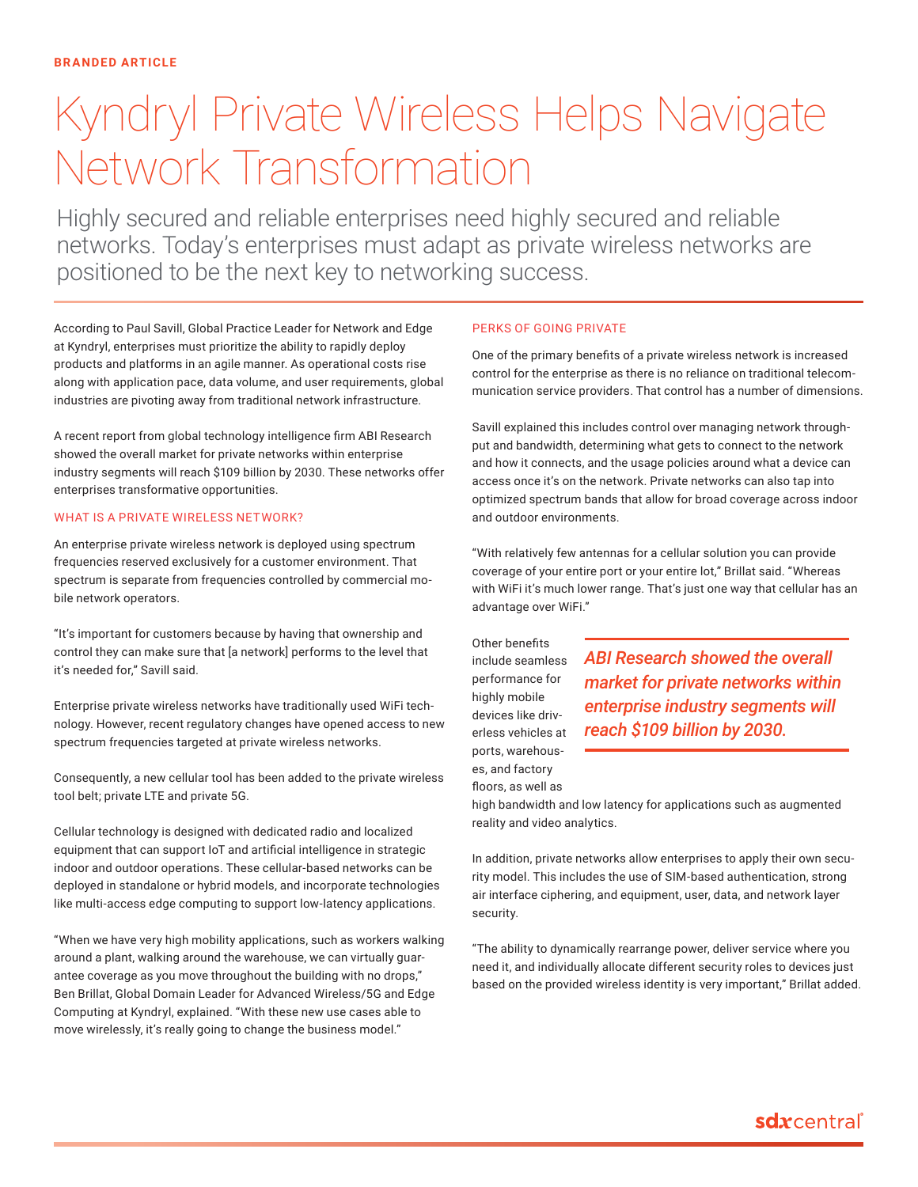BRANDED ARTICLE

# Kyndryl Private Wireless Helps Navigate Network Transformation

Highly secured and reliable enterprises need highly secured and reliable networks. Today's enterprises must adapt as private wireless networks are positioned to be the next key to networking success.

According to Paul Savill, Global Practice Leader for Network and Edge at Kyndryl, enterprises must prioritize the ability to rapidly deploy products and platforms in an agile manner. As operational costs rise along with application pace, data volume, and user requirements, global industries are pivoting away from traditional network infrastructure.

A recent report from global technology intelligence firm ABI Research showed the overall market for private networks within enterprise industry segments will reach $109 billion by 2030. These networks offer enterprises transformative opportunities.

## WHAT IS A PRIVATE WIRELESS NETWORK?

An enterprise private wireless network is deployed using spectrum frequencies reserved exclusively for a customer environment. That spectrum is separate from frequencies controlled by commercial mobile network operators.

"It's important for customers because by having that ownership and control they can make sure that [a network] performs to the level that it's needed for," Savill said.

Enterprise private wireless networks have traditionally used WiFi technology. However, recent regulatory changes have opened access to new spectrum frequencies targeted at private wireless networks.

Consequently, a new cellular tool has been added to the private wireless tool belt; private LTE and private 5G.

Cellular technology is designed with dedicated radio and localized equipment that can support IoT and artificial intelligence in strategic indoor and outdoor operations. These cellular-based networks can be deployed in standalone or hybrid models, and incorporate technologies like multi-access edge computing to support low-latency applications.

"When we have very high mobility applications, such as workers walking around a plant, walking around the warehouse, we can virtually guarantee coverage as you move throughout the building with no drops," Ben Brillat, Global Domain Leader for Advanced Wireless/5G and Edge Computing at Kyndryl, explained. "With these new use cases able to move wirelessly, it's really going to change the business model."

## PERKS OF GOING PRIVATE

One of the primary benefits of a private wireless network is increased control for the enterprise as there is no reliance on traditional telecommunication service providers. That control has a number of dimensions.

Savill explained this includes control over managing network throughput and bandwidth, determining what gets to connect to the network and how it connects, and the usage policies around what a device can access once it's on the network. Private networks can also tap into optimized spectrum bands that allow for broad coverage across indoor and outdoor environments.

"With relatively few antennas for a cellular solution you can provide coverage of your entire port or your entire lot," Brillat said. "Whereas with WiFi it's much lower range. That's just one way that cellular has an advantage over WiFi."

> ***ABI Research showed the overall market for private networks within enterprise industry segments will reach $109 billion by 2030.***

Other benefits include seamless performance for highly mobile devices like driverless vehicles at ports, warehouses, and factory floors, as well as high bandwidth and low latency for applications such as augmented reality and video analytics.

In addition, private networks allow enterprises to apply their own security model. This includes the use of SIM-based authentication, strong air interface ciphering, and equipment, user, data, and network layer security.

"The ability to dynamically rearrange power, deliver service where you need it, and individually allocate different security roles to devices just based on the provided wireless identity is very important," Brillat added.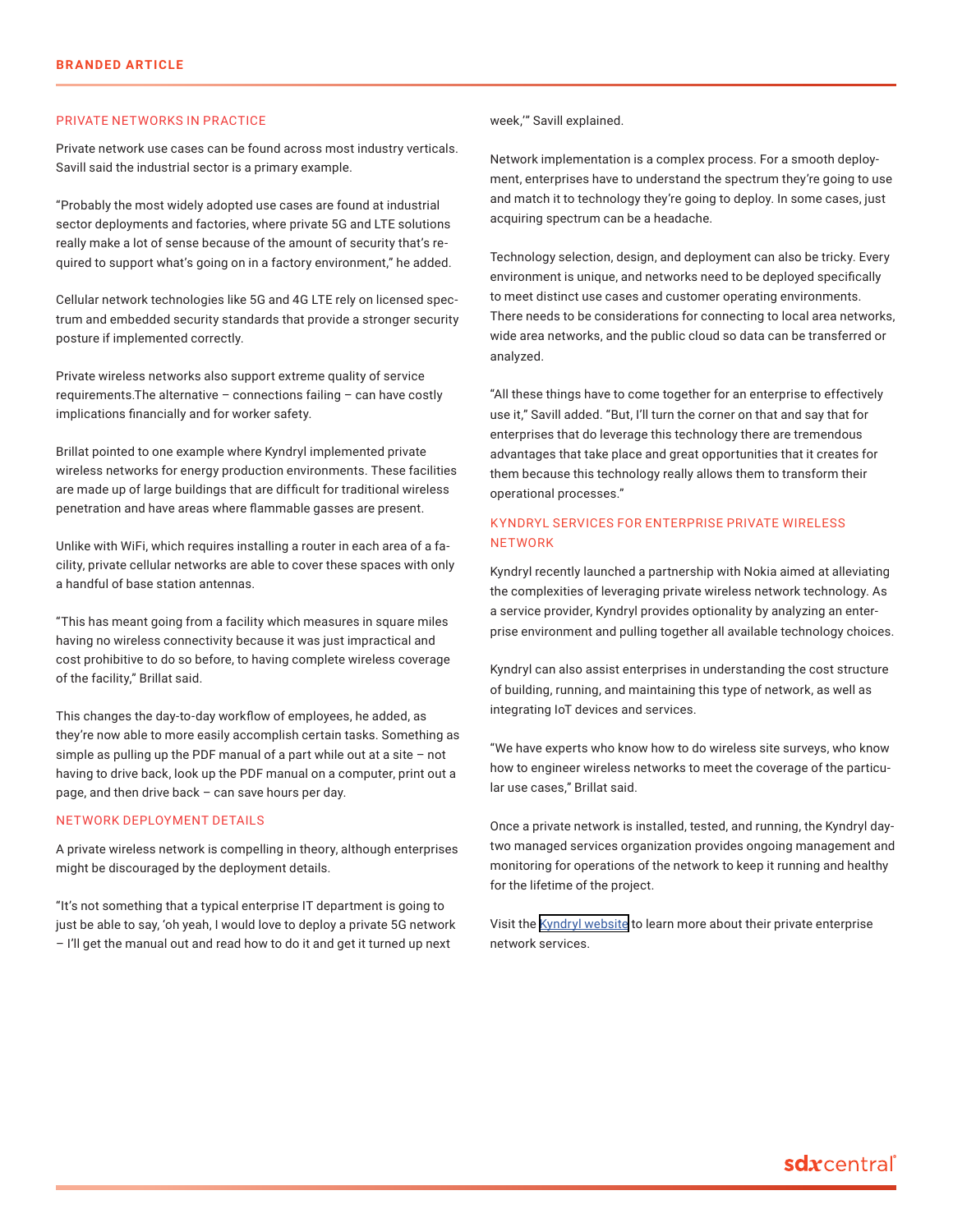## PRIVATE NETWORKS IN PRACTICE

Private network use cases can be found across most industry verticals. Savill said the industrial sector is a primary example.

"Probably the most widely adopted use cases are found at industrial sector deployments and factories, where private 5G and LTE solutions really make a lot of sense because of the amount of security that's required to support what's going on in a factory environment," he added.

Cellular network technologies like 5G and 4G LTE rely on licensed spectrum and embedded security standards that provide a stronger security posture if implemented correctly.

Private wireless networks also support extreme quality of service requirements.The alternative – connections failing – can have costly implications financially and for worker safety.

Brillat pointed to one example where Kyndryl implemented private wireless networks for energy production environments. These facilities are made up of large buildings that are difficult for traditional wireless penetration and have areas where flammable gasses are present.

Unlike with WiFi, which requires installing a router in each area of a facility, private cellular networks are able to cover these spaces with only a handful of base station antennas.

"This has meant going from a facility which measures in square miles having no wireless connectivity because it was just impractical and cost prohibitive to do so before, to having complete wireless coverage of the facility," Brillat said.

This changes the day-to-day workflow of employees, he added, as they're now able to more easily accomplish certain tasks. Something as simple as pulling up the PDF manual of a part while out at a site – not having to drive back, look up the PDF manual on a computer, print out a page, and then drive back – can save hours per day.

## NETWORK DEPLOYMENT DETAILS

A private wireless network is compelling in theory, although enterprises might be discouraged by the deployment details.

"It's not something that a typical enterprise IT department is going to just be able to say, 'oh yeah, I would love to deploy a private 5G network – I'll get the manual out and read how to do it and get it turned up next week,'" Savill explained.

Network implementation is a complex process. For a smooth deployment, enterprises have to understand the spectrum they're going to use and match it to technology they're going to deploy. In some cases, just acquiring spectrum can be a headache.

Technology selection, design, and deployment can also be tricky. Every environment is unique, and networks need to be deployed specifically to meet distinct use cases and customer operating environments. There needs to be considerations for connecting to local area networks, wide area networks, and the public cloud so data can be transferred or analyzed.

"All these things have to come together for an enterprise to effectively use it," Savill added. "But, I'll turn the corner on that and say that for enterprises that do leverage this technology there are tremendous advantages that take place and great opportunities that it creates for them because this technology really allows them to transform their operational processes."

## KYNDRYL SERVICES FOR ENTERPRISE PRIVATE WIRELESS NETWORK

Kyndryl recently launched a partnership with Nokia aimed at alleviating the complexities of leveraging private wireless network technology. As a service provider, Kyndryl provides optionality by analyzing an enterprise environment and pulling together all available technology choices.

Kyndryl can also assist enterprises in understanding the cost structure of building, running, and maintaining this type of network, as well as integrating IoT devices and services.

"We have experts who know how to do wireless site surveys, who know how to engineer wireless networks to meet the coverage of the particular use cases," Brillat said.

Once a private network is installed, tested, and running, the Kyndryl day-two managed services organization provides ongoing management and monitoring for operations of the network to keep it running and healthy for the lifetime of the project.

Visit the Kyndryl website to learn more about their private enterprise network services.